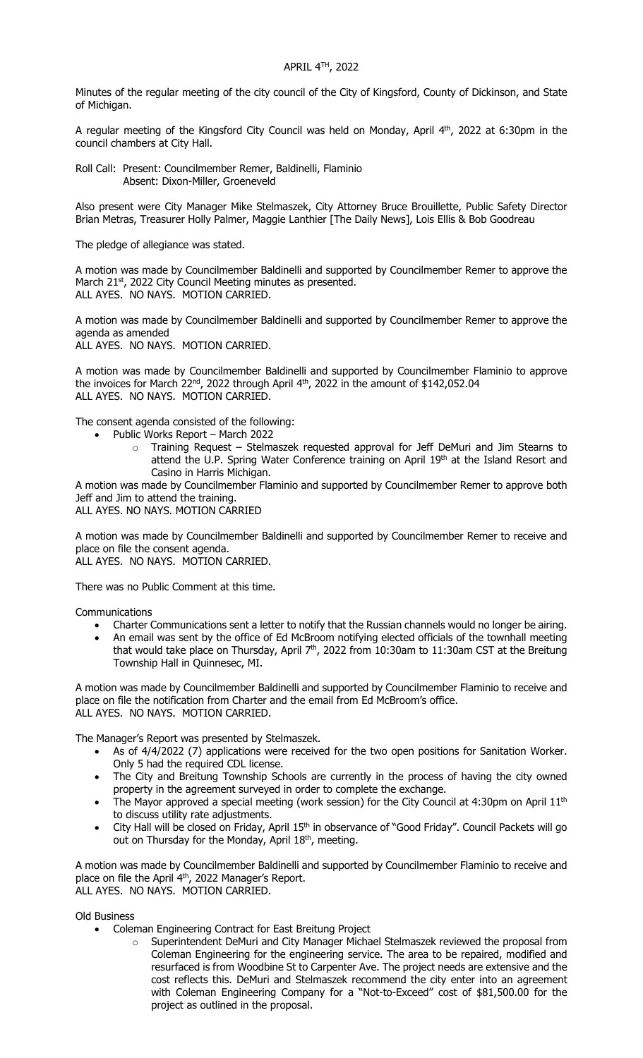# APRIL 4TH, 2022

Minutes of the regular meeting of the city council of the City of Kingsford, County of Dickinson, and State of Michigan.

A regular meeting of the Kingsford City Council was held on Monday, April 4th, 2022 at 6:30pm in the council chambers at City Hall.

Roll Call: Present: Councilmember Remer, Baldinelli, Flaminio
Absent: Dixon-Miller, Groeneveld

Also present were City Manager Mike Stelmaszek, City Attorney Bruce Brouillette, Public Safety Director Brian Metras, Treasurer Holly Palmer, Maggie Lanthier [The Daily News], Lois Ellis & Bob Goodreau

The pledge of allegiance was stated.

A motion was made by Councilmember Baldinelli and supported by Councilmember Remer to approve the March 21st, 2022 City Council Meeting minutes as presented.
ALL AYES. NO NAYS. MOTION CARRIED.

A motion was made by Councilmember Baldinelli and supported by Councilmember Remer to approve the agenda as amended
ALL AYES. NO NAYS. MOTION CARRIED.

A motion was made by Councilmember Baldinelli and supported by Councilmember Flaminio to approve the invoices for March 22nd, 2022 through April 4th, 2022 in the amount of $142,052.04
ALL AYES. NO NAYS. MOTION CARRIED.

The consent agenda consisted of the following:

- Public Works Report – March 2022
  - Training Request – Stelmaszek requested approval for Jeff DeMuri and Jim Stearns to attend the U.P. Spring Water Conference training on April 19th at the Island Resort and Casino in Harris Michigan.

A motion was made by Councilmember Flaminio and supported by Councilmember Remer to approve both Jeff and Jim to attend the training.
ALL AYES. NO NAYS. MOTION CARRIED

A motion was made by Councilmember Baldinelli and supported by Councilmember Remer to receive and place on file the consent agenda.
ALL AYES. NO NAYS. MOTION CARRIED.

There was no Public Comment at this time.

Communications

- Charter Communications sent a letter to notify that the Russian channels would no longer be airing.
- An email was sent by the office of Ed McBroom notifying elected officials of the townhall meeting that would take place on Thursday, April 7th, 2022 from 10:30am to 11:30am CST at the Breitung Township Hall in Quinnesec, MI.

A motion was made by Councilmember Baldinelli and supported by Councilmember Flaminio to receive and place on file the notification from Charter and the email from Ed McBroom's office.
ALL AYES. NO NAYS. MOTION CARRIED.

The Manager's Report was presented by Stelmaszek.

- As of 4/4/2022 (7) applications were received for the two open positions for Sanitation Worker. Only 5 had the required CDL license.
- The City and Breitung Township Schools are currently in the process of having the city owned property in the agreement surveyed in order to complete the exchange.
- The Mayor approved a special meeting (work session) for the City Council at 4:30pm on April 11th to discuss utility rate adjustments.
- City Hall will be closed on Friday, April 15th in observance of "Good Friday". Council Packets will go out on Thursday for the Monday, April 18th, meeting.

A motion was made by Councilmember Baldinelli and supported by Councilmember Flaminio to receive and place on file the April 4th, 2022 Manager's Report.
ALL AYES. NO NAYS. MOTION CARRIED.

Old Business

- Coleman Engineering Contract for East Breitung Project
  - Superintendent DeMuri and City Manager Michael Stelmaszek reviewed the proposal from Coleman Engineering for the engineering service. The area to be repaired, modified and resurfaced is from Woodbine St to Carpenter Ave. The project needs are extensive and the cost reflects this. DeMuri and Stelmaszek recommend the city enter into an agreement with Coleman Engineering Company for a "Not-to-Exceed" cost of $81,500.00 for the project as outlined in the proposal.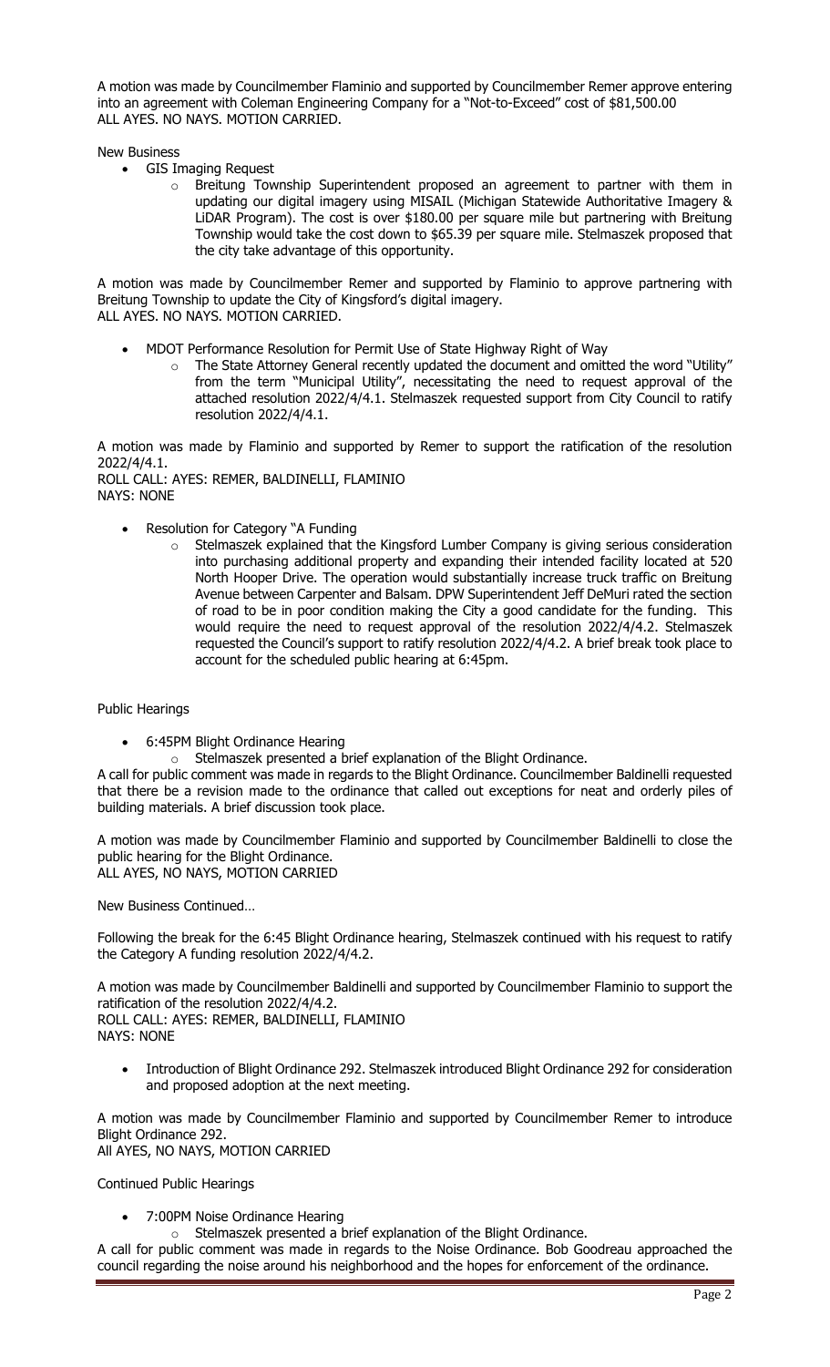A motion was made by Councilmember Flaminio and supported by Councilmember Remer approve entering into an agreement with Coleman Engineering Company for a "Not-to-Exceed" cost of $81,500.00
ALL AYES. NO NAYS. MOTION CARRIED.

New Business

- GIS Imaging Request
  - Breitung Township Superintendent proposed an agreement to partner with them in updating our digital imagery using MISAIL (Michigan Statewide Authoritative Imagery & LiDAR Program). The cost is over $180.00 per square mile but partnering with Breitung Township would take the cost down to $65.39 per square mile. Stelmaszek proposed that the city take advantage of this opportunity.

A motion was made by Councilmember Remer and supported by Flaminio to approve partnering with Breitung Township to update the City of Kingsford's digital imagery.
ALL AYES. NO NAYS. MOTION CARRIED.

- MDOT Performance Resolution for Permit Use of State Highway Right of Way
  - The State Attorney General recently updated the document and omitted the word "Utility" from the term "Municipal Utility", necessitating the need to request approval of the attached resolution 2022/4/4.1. Stelmaszek requested support from City Council to ratify resolution 2022/4/4.1.

A motion was made by Flaminio and supported by Remer to support the ratification of the resolution 2022/4/4.1.
ROLL CALL: AYES: REMER, BALDINELLI, FLAMINIO
NAYS: NONE

- Resolution for Category "A Funding
  - Stelmaszek explained that the Kingsford Lumber Company is giving serious consideration into purchasing additional property and expanding their intended facility located at 520 North Hooper Drive. The operation would substantially increase truck traffic on Breitung Avenue between Carpenter and Balsam. DPW Superintendent Jeff DeMuri rated the section of road to be in poor condition making the City a good candidate for the funding. This would require the need to request approval of the resolution 2022/4/4.2. Stelmaszek requested the Council's support to ratify resolution 2022/4/4.2. A brief break took place to account for the scheduled public hearing at 6:45pm.

Public Hearings

- 6:45PM Blight Ordinance Hearing
  - Stelmaszek presented a brief explanation of the Blight Ordinance.

A call for public comment was made in regards to the Blight Ordinance. Councilmember Baldinelli requested that there be a revision made to the ordinance that called out exceptions for neat and orderly piles of building materials. A brief discussion took place.

A motion was made by Councilmember Flaminio and supported by Councilmember Baldinelli to close the public hearing for the Blight Ordinance.
ALL AYES, NO NAYS, MOTION CARRIED

New Business Continued…

Following the break for the 6:45 Blight Ordinance hearing, Stelmaszek continued with his request to ratify the Category A funding resolution 2022/4/4.2.

A motion was made by Councilmember Baldinelli and supported by Councilmember Flaminio to support the ratification of the resolution 2022/4/4.2.
ROLL CALL: AYES: REMER, BALDINELLI, FLAMINIO
NAYS: NONE

- Introduction of Blight Ordinance 292. Stelmaszek introduced Blight Ordinance 292 for consideration and proposed adoption at the next meeting.

A motion was made by Councilmember Flaminio and supported by Councilmember Remer to introduce Blight Ordinance 292.
All AYES, NO NAYS, MOTION CARRIED

Continued Public Hearings

- 7:00PM Noise Ordinance Hearing
  - Stelmaszek presented a brief explanation of the Blight Ordinance.

A call for public comment was made in regards to the Noise Ordinance. Bob Goodreau approached the council regarding the noise around his neighborhood and the hopes for enforcement of the ordinance.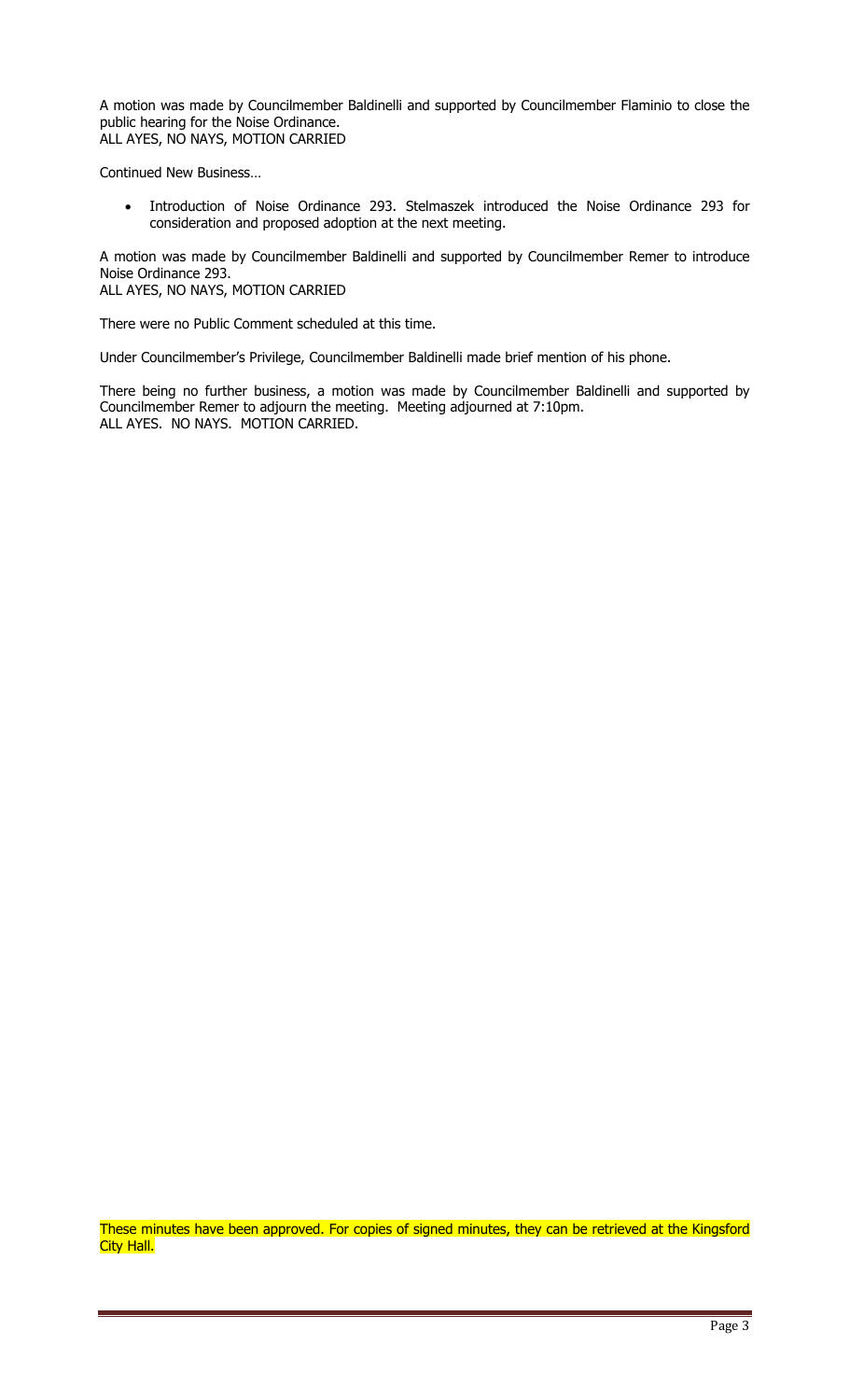A motion was made by Councilmember Baldinelli and supported by Councilmember Flaminio to close the public hearing for the Noise Ordinance.
ALL AYES, NO NAYS, MOTION CARRIED

Continued New Business…

- Introduction of Noise Ordinance 293. Stelmaszek introduced the Noise Ordinance 293 for consideration and proposed adoption at the next meeting.

A motion was made by Councilmember Baldinelli and supported by Councilmember Remer to introduce Noise Ordinance 293.
ALL AYES, NO NAYS, MOTION CARRIED

There were no Public Comment scheduled at this time.

Under Councilmember's Privilege, Councilmember Baldinelli made brief mention of his phone.

There being no further business, a motion was made by Councilmember Baldinelli and supported by Councilmember Remer to adjourn the meeting. Meeting adjourned at 7:10pm.
ALL AYES. NO NAYS. MOTION CARRIED.

These minutes have been approved. For copies of signed minutes, they can be retrieved at the Kingsford City Hall.